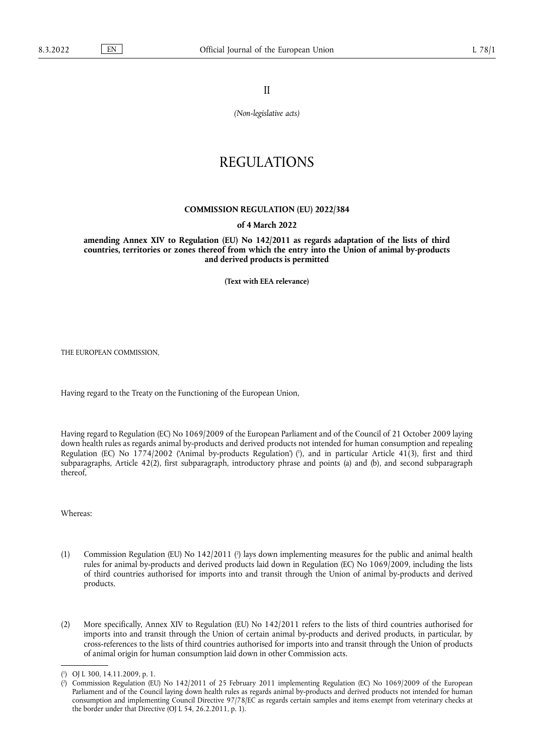II

*(Non-legislative acts)*

# REGULATIONS

## COMMISSION REGULATION (EU) 2022/384

**of 4 March 2022**

**amending Annex XIV to Regulation (EU) No 142/2011 as regards adaptation of the lists of third countries, territories or zones thereof from which the entry into the Union of animal by-products and derived products is permitted**

**(Text with EEA relevance)**

THE EUROPEAN COMMISSION,

Having regard to the Treaty on the Functioning of the European Union,

Having regard to Regulation (EC) No 1069/2009 of the European Parliament and of the Council of 21 October 2009 laying down health rules as regards animal by-products and derived products not intended for human consumption and repealing Regulation (EC) No 1774/2002 ('Animal by-products Regulation') [1], and in particular Article 41(3), first and third subparagraphs, Article 42(2), first subparagraph, introductory phrase and points (a) and (b), and second subparagraph thereof,

Whereas:

(1) Commission Regulation (EU) No 142/2011 [2] lays down implementing measures for the public and animal health rules for animal by-products and derived products laid down in Regulation (EC) No 1069/2009, including the lists of third countries authorised for imports into and transit through the Union of animal by-products and derived products.

(2) More specifically, Annex XIV to Regulation (EU) No 142/2011 refers to the lists of third countries authorised for imports into and transit through the Union of certain animal by-products and derived products, in particular, by cross-references to the lists of third countries authorised for imports into and transit through the Union of products of animal origin for human consumption laid down in other Commission acts.

---

[1] OJ L 300, 14.11.2009, p. 1.

[2] Commission Regulation (EU) No 142/2011 of 25 February 2011 implementing Regulation (EC) No 1069/2009 of the European Parliament and of the Council laying down health rules as regards animal by-products and derived products not intended for human consumption and implementing Council Directive 97/78/EC as regards certain samples and items exempt from veterinary checks at the border under that Directive (OJ L 54, 26.2.2011, p. 1).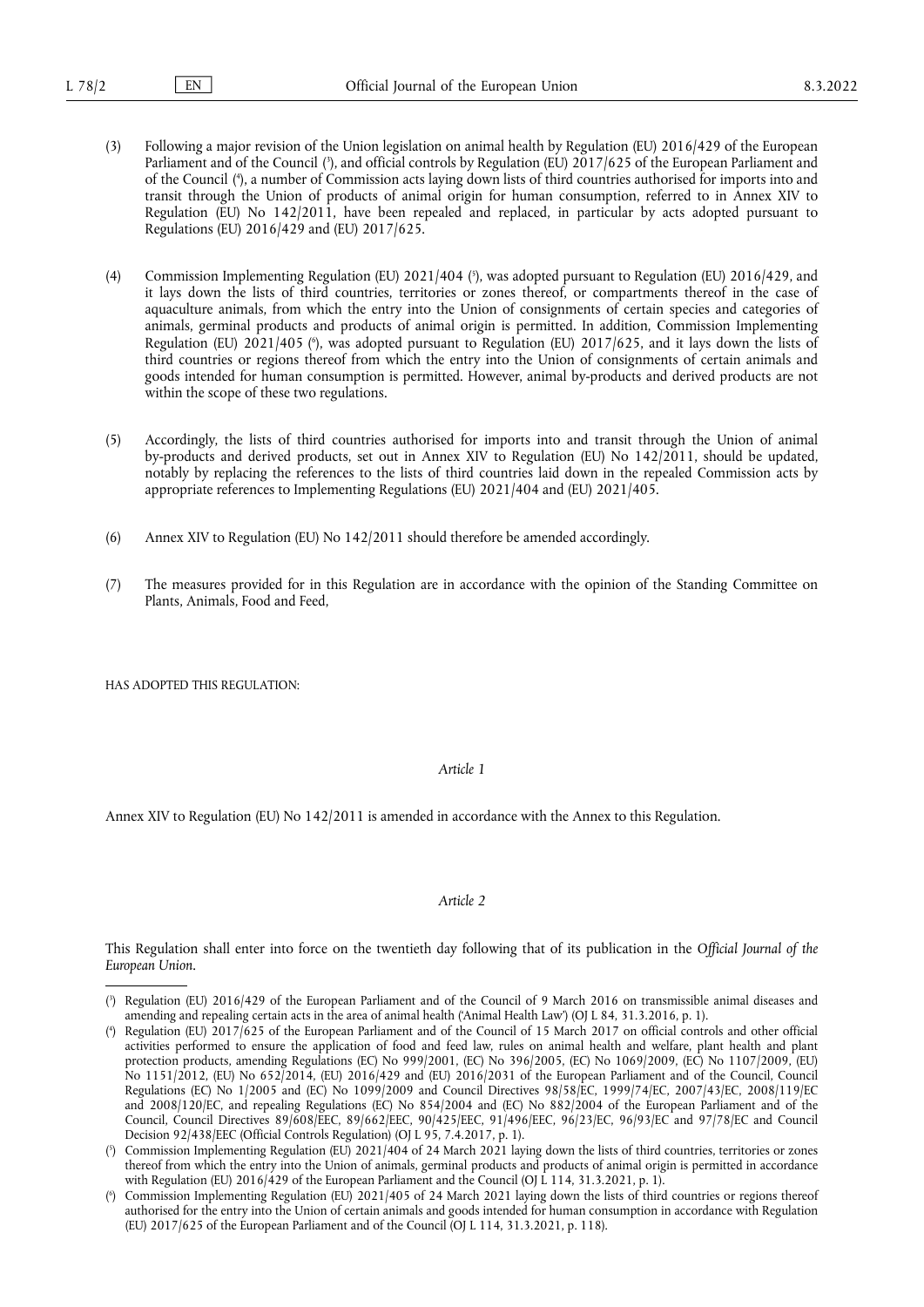(3) Following a major revision of the Union legislation on animal health by Regulation (EU) 2016/429 of the European Parliament and of the Council ([3]), and official controls by Regulation (EU) 2017/625 of the European Parliament and of the Council ([4]), a number of Commission acts laying down lists of third countries authorised for imports into and transit through the Union of products of animal origin for human consumption, referred to in Annex XIV to Regulation (EU) No 142/2011, have been repealed and replaced, in particular by acts adopted pursuant to Regulations (EU) 2016/429 and (EU) 2017/625.

(4) Commission Implementing Regulation (EU) 2021/404 ([5]), was adopted pursuant to Regulation (EU) 2016/429, and it lays down the lists of third countries, territories or zones thereof, or compartments thereof in the case of aquaculture animals, from which the entry into the Union of consignments of certain species and categories of animals, germinal products and products of animal origin is permitted. In addition, Commission Implementing Regulation (EU) 2021/405 ([6]), was adopted pursuant to Regulation (EU) 2017/625, and it lays down the lists of third countries or regions thereof from which the entry into the Union of consignments of certain animals and goods intended for human consumption is permitted. However, animal by-products and derived products are not within the scope of these two regulations.

(5) Accordingly, the lists of third countries authorised for imports into and transit through the Union of animal by-products and derived products, set out in Annex XIV to Regulation (EU) No 142/2011, should be updated, notably by replacing the references to the lists of third countries laid down in the repealed Commission acts by appropriate references to Implementing Regulations (EU) 2021/404 and (EU) 2021/405.

(6) Annex XIV to Regulation (EU) No 142/2011 should therefore be amended accordingly.

(7) The measures provided for in this Regulation are in accordance with the opinion of the Standing Committee on Plants, Animals, Food and Feed,

HAS ADOPTED THIS REGULATION:

*Article 1*

Annex XIV to Regulation (EU) No 142/2011 is amended in accordance with the Annex to this Regulation.

*Article 2*

This Regulation shall enter into force on the twentieth day following that of its publication in the *Official Journal of the European Union*.

---

([3]) Regulation (EU) 2016/429 of the European Parliament and of the Council of 9 March 2016 on transmissible animal diseases and amending and repealing certain acts in the area of animal health ('Animal Health Law') (OJ L 84, 31.3.2016, p. 1).

([4]) Regulation (EU) 2017/625 of the European Parliament and of the Council of 15 March 2017 on official controls and other official activities performed to ensure the application of food and feed law, rules on animal health and welfare, plant health and plant protection products, amending Regulations (EC) No 999/2001, (EC) No 396/2005, (EC) No 1069/2009, (EC) No 1107/2009, (EU) No 1151/2012, (EU) No 652/2014, (EU) 2016/429 and (EU) 2016/2031 of the European Parliament and of the Council, Council Regulations (EC) No 1/2005 and (EC) No 1099/2009 and Council Directives 98/58/EC, 1999/74/EC, 2007/43/EC, 2008/119/EC and 2008/120/EC, and repealing Regulations (EC) No 854/2004 and (EC) No 882/2004 of the European Parliament and of the Council, Council Directives 89/608/EEC, 89/662/EEC, 90/425/EEC, 91/496/EEC, 96/23/EC, 96/93/EC and 97/78/EC and Council Decision 92/438/EEC (Official Controls Regulation) (OJ L 95, 7.4.2017, p. 1).

([5]) Commission Implementing Regulation (EU) 2021/404 of 24 March 2021 laying down the lists of third countries, territories or zones thereof from which the entry into the Union of animals, germinal products and products of animal origin is permitted in accordance with Regulation (EU) 2016/429 of the European Parliament and the Council (OJ L 114, 31.3.2021, p. 1).

([6]) Commission Implementing Regulation (EU) 2021/405 of 24 March 2021 laying down the lists of third countries or regions thereof authorised for the entry into the Union of certain animals and goods intended for human consumption in accordance with Regulation (EU) 2017/625 of the European Parliament and of the Council (OJ L 114, 31.3.2021, p. 118).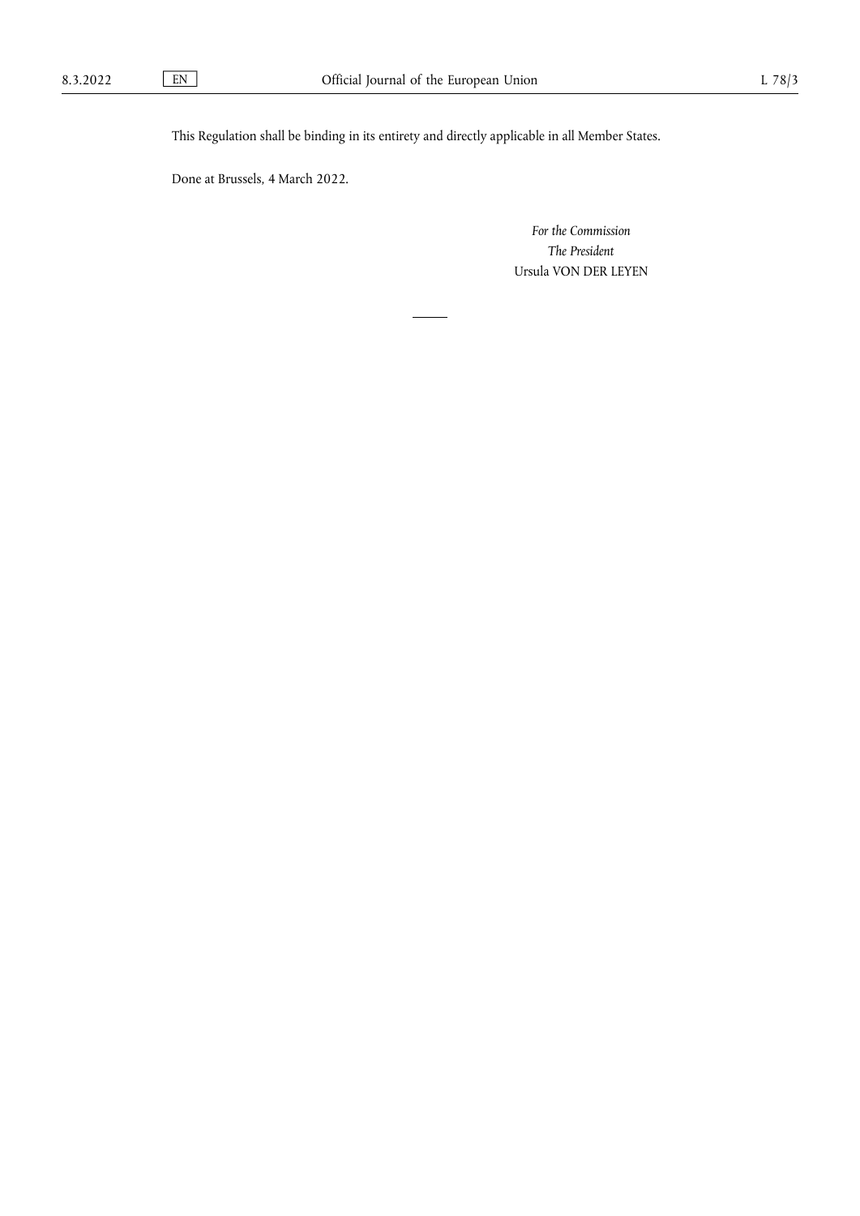This Regulation shall be binding in its entirety and directly applicable in all Member States.

Done at Brussels, 4 March 2022.

*For the Commission*

*The President*

Ursula VON DER LEYEN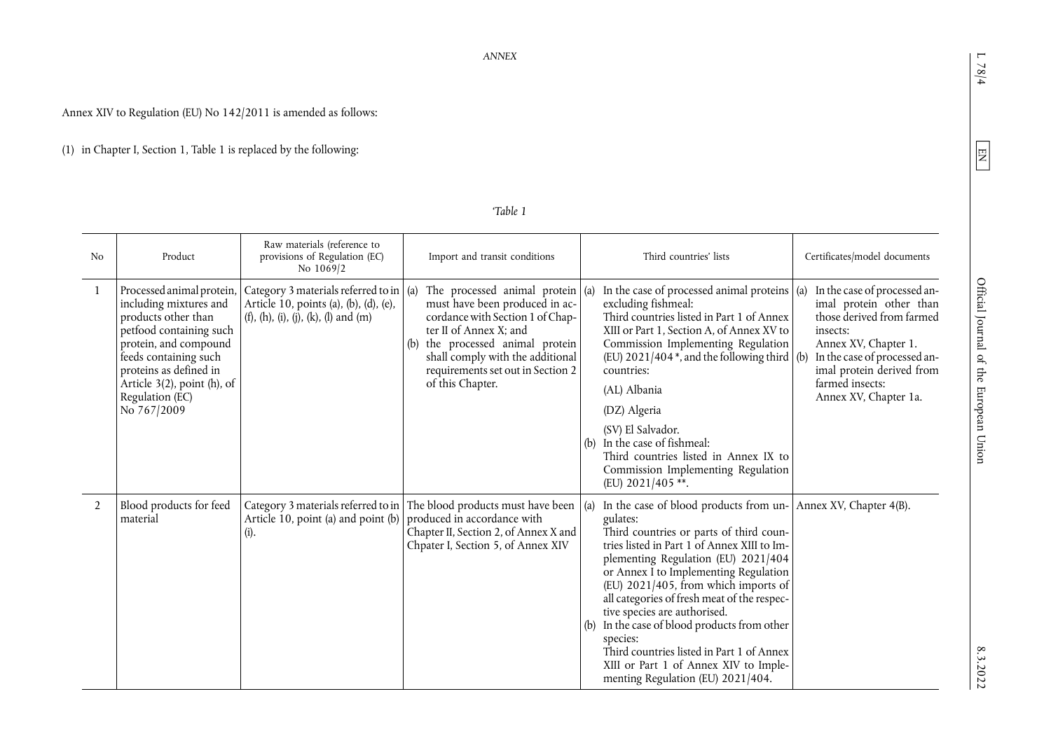*ANNEX*

Annex XIV to Regulation (EU) No 142/2011 is amended as follows:

(1) in Chapter I, Section 1, Table 1 is replaced by the following:

'*Table 1*

| No | Product | Raw materials (reference to provisions of Regulation (EC) No 1069/2 | Import and transit conditions | Third countries' lists | Certificates/model documents |
|---|---|---|---|---|---|
| 1 | Processed animal protein, including mixtures and products other than petfood containing such protein, and compound feeds containing such proteins as defined in Article 3(2), point (h), of Regulation (EC) No 767/2009 | Category 3 materials referred to in Article 10, points (a), (b), (d), (e), (f), (h), (i), (j), (k), (l) and (m) | (a) The processed animal protein must have been produced in accordance with Section 1 of Chapter II of Annex X; and<br>(b) the processed animal protein shall comply with the additional requirements set out in Section 2 of this Chapter. | (a) In the case of processed animal proteins excluding fishmeal:<br>Third countries listed in Part 1 of Annex XIII or Part 1, Section A, of Annex XV to Commission Implementing Regulation (EU) 2021/404 \*, and the following third countries:<br>(AL) Albania<br>(DZ) Algeria<br>(SV) El Salvador.<br>(b) In the case of fishmeal:<br>Third countries listed in Annex IX to Commission Implementing Regulation (EU) 2021/405 \*\*. | (a) In the case of processed animal protein other than those derived from farmed insects:<br>Annex XV, Chapter 1.<br>(b) In the case of processed animal protein derived from farmed insects:<br>Annex XV, Chapter 1a. |
| 2 | Blood products for feed material | Category 3 materials referred to in Article 10, point (a) and point (b) (i). | The blood products must have been produced in accordance with Chapter II, Section 2, of Annex X and Chpater I, Section 5, of Annex XIV | (a) In the case of blood products from ungulates:<br>Third countries or parts of third countries listed in Part 1 of Annex XIII to Implementing Regulation (EU) 2021/404 or Annex I to Implementing Regulation (EU) 2021/405, from which imports of all categories of fresh meat of the respective species are authorised.<br>(b) In the case of blood products from other species:<br>Third countries listed in Part 1 of Annex XIII or Part 1 of Annex XIV to Implementing Regulation (EU) 2021/404. | Annex XV, Chapter 4(B). |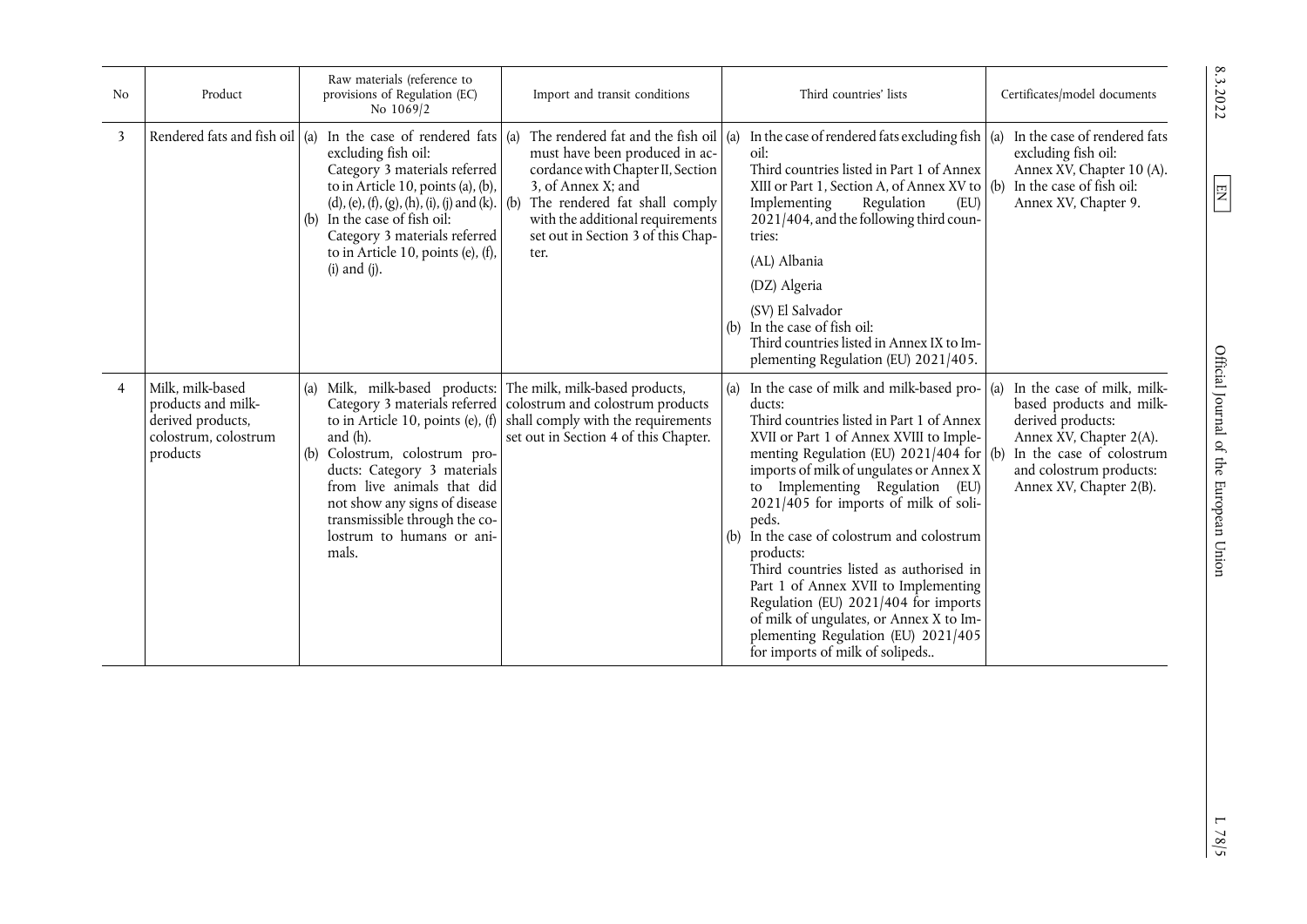| No | Product | Raw materials (reference to provisions of Regulation (EC) No 1069/2 | Import and transit conditions | Third countries' lists | Certificates/model documents |
|---|---|---|---|---|---|
| 3 | Rendered fats and fish oil | (a) In the case of rendered fats excluding fish oil: Category 3 materials referred to in Article 10, points (a), (b), (d), (e), (f), (g), (h), (i), (j) and (k).<br>(b) In the case of fish oil: Category 3 materials referred to in Article 10, points (e), (f), (i) and (j). | (a) The rendered fat and the fish oil must have been produced in accordance with Chapter II, Section 3, of Annex X; and<br>(b) The rendered fat shall comply with the additional requirements set out in Section 3 of this Chapter. | (a) In the case of rendered fats excluding fish oil: Third countries listed in Part 1 of Annex XIII or Part 1, Section A, of Annex XV to Implementing Regulation (EU) 2021/404, and the following third countries:<br>(AL) Albania<br>(DZ) Algeria<br>(SV) El Salvador<br>(b) In the case of fish oil: Third countries listed in Annex IX to Implementing Regulation (EU) 2021/405. | (a) In the case of rendered fats excluding fish oil: Annex XV, Chapter 10 (A).<br>(b) In the case of fish oil: Annex XV, Chapter 9. |
| 4 | Milk, milk-based products and milk-derived products, colostrum, colostrum products | (a) Milk, milk-based products: Category 3 materials referred to in Article 10, points (e), (f) and (h).<br>(b) Colostrum, colostrum products: Category 3 materials from live animals that did not show any signs of disease transmissible through the colostrum to humans or animals. | The milk, milk-based products, colostrum and colostrum products shall comply with the requirements set out in Section 4 of this Chapter. | (a) In the case of milk and milk-based products: Third countries listed in Part 1 of Annex XVII or Part 1 of Annex XVIII to Implementing Regulation (EU) 2021/404 for imports of milk of ungulates or Annex X to Implementing Regulation (EU) 2021/405 for imports of milk of solipeds.<br>(b) In the case of colostrum and colostrum products: Third countries listed as authorised in Part 1 of Annex XVII to Implementing Regulation (EU) 2021/404 for imports of milk of ungulates, or Annex X to Implementing Regulation (EU) 2021/405 for imports of milk of solipeds.. | (a) In the case of milk, milk-based products and milk-derived products: Annex XV, Chapter 2(A).<br>(b) In the case of colostrum and colostrum products: Annex XV, Chapter 2(B). |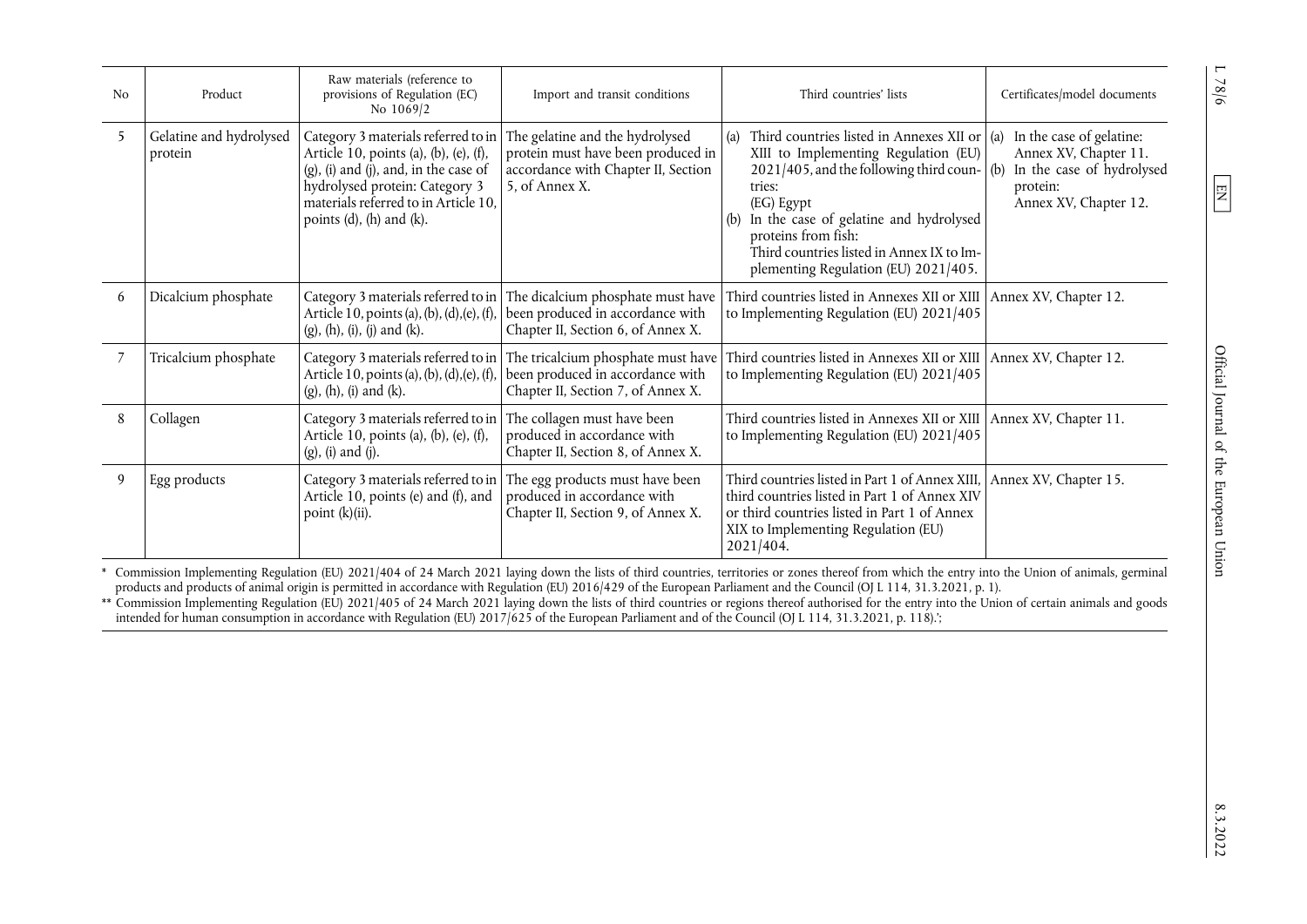| No | Product | Raw materials (reference to provisions of Regulation (EC) No 1069/2 | Import and transit conditions | Third countries' lists | Certificates/model documents |
|---|---|---|---|---|---|
| 5 | Gelatine and hydrolysed protein | Category 3 materials referred to in Article 10, points (a), (b), (e), (f), (g), (i) and (j), and, in the case of hydrolysed protein: Category 3 materials referred to in Article 10, points (d), (h) and (k). | The gelatine and the hydrolysed protein must have been produced in accordance with Chapter II, Section 5, of Annex X. | (a) Third countries listed in Annexes XII or XIII to Implementing Regulation (EU) 2021/405, and the following third countries: (EG) Egypt<br>(b) In the case of gelatine and hydrolysed proteins from fish: Third countries listed in Annex IX to Implementing Regulation (EU) 2021/405. | (a) In the case of gelatine: Annex XV, Chapter 11.<br>(b) In the case of hydrolysed protein: Annex XV, Chapter 12. |
| 6 | Dicalcium phosphate | Category 3 materials referred to in Article 10, points (a), (b), (d), (e), (f), (g), (h), (i), (j) and (k). | The dicalcium phosphate must have been produced in accordance with Chapter II, Section 6, of Annex X. | Third countries listed in Annexes XII or XIII to Implementing Regulation (EU) 2021/405 | Annex XV, Chapter 12. |
| 7 | Tricalcium phosphate | Category 3 materials referred to in Article 10, points (a), (b), (d), (e), (f), (g), (h), (i) and (k). | The tricalcium phosphate must have been produced in accordance with Chapter II, Section 7, of Annex X. | Third countries listed in Annexes XII or XIII to Implementing Regulation (EU) 2021/405 | Annex XV, Chapter 12. |
| 8 | Collagen | Category 3 materials referred to in Article 10, points (a), (b), (e), (f), (g), (i) and (j). | The collagen must have been produced in accordance with Chapter II, Section 8, of Annex X. | Third countries listed in Annexes XII or XIII to Implementing Regulation (EU) 2021/405 | Annex XV, Chapter 11. |
| 9 | Egg products | Category 3 materials referred to in Article 10, points (e) and (f), and point (k)(ii). | The egg products must have been produced in accordance with Chapter II, Section 9, of Annex X. | Third countries listed in Part 1 of Annex XIII, third countries listed in Part 1 of Annex XIV or third countries listed in Part 1 of Annex XIX to Implementing Regulation (EU) 2021/404. | Annex XV, Chapter 15. |

\* Commission Implementing Regulation (EU) 2021/404 of 24 March 2021 laying down the lists of third countries, territories or zones thereof from which the entry into the Union of animals, germinal products and products of animal origin is permitted in accordance with Regulation (EU) 2016/429 of the European Parliament and the Council (OJ L 114, 31.3.2021, p. 1).

\*\* Commission Implementing Regulation (EU) 2021/405 of 24 March 2021 laying down the lists of third countries or regions thereof authorised for the entry into the Union of certain animals and goods intended for human consumption in accordance with Regulation (EU) 2017/625 of the European Parliament and of the Council (OJ L 114, 31.3.2021, p. 118).';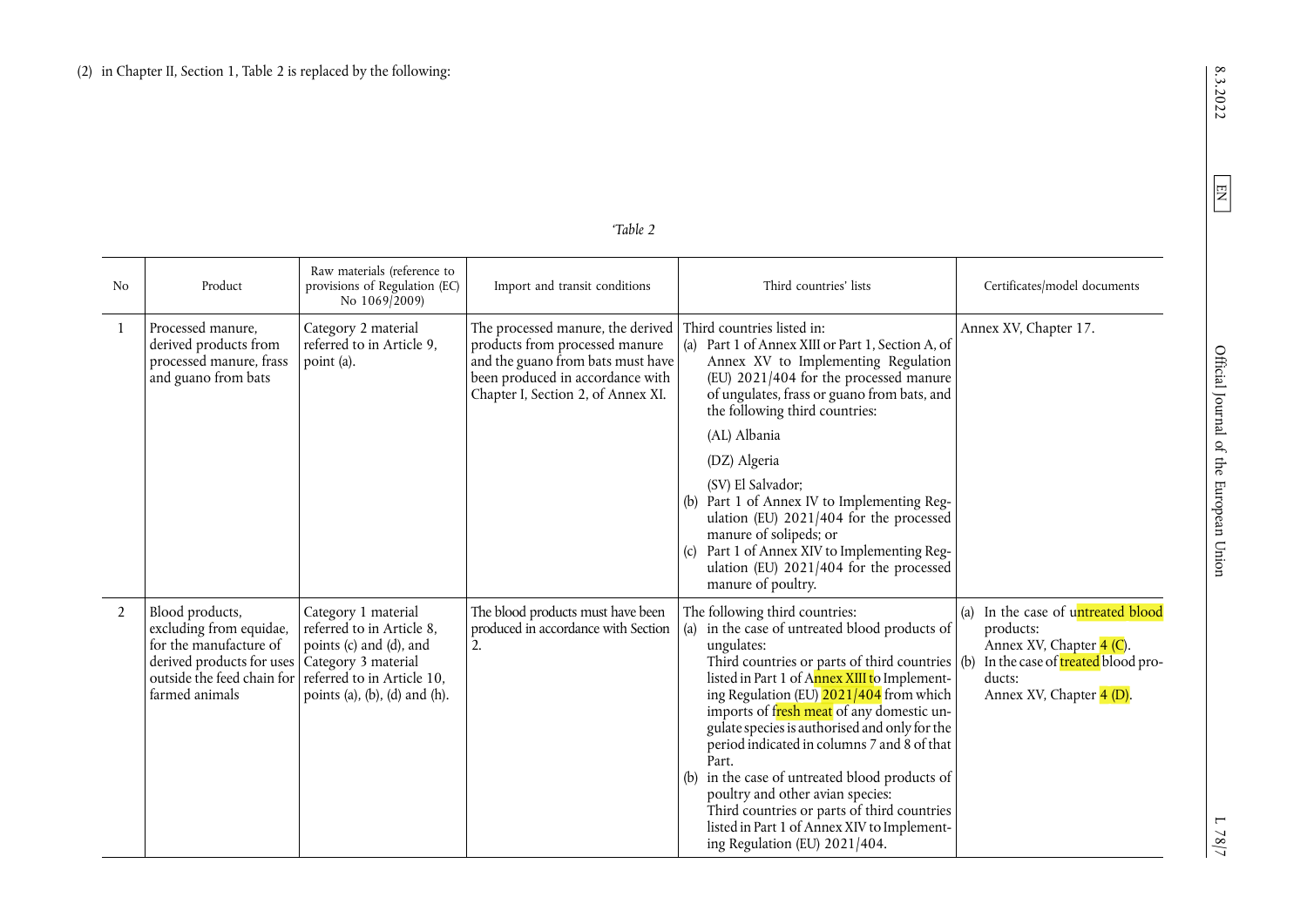(2) in Chapter II, Section 1, Table 2 is replaced by the following:

'*Table 2*

| No | Product | Raw materials (reference to provisions of Regulation (EC) No 1069/2009) | Import and transit conditions | Third countries' lists | Certificates/model documents |
|---|---|---|---|---|---|
| 1 | Processed manure, derived products from processed manure, frass and guano from bats | Category 2 material referred to in Article 9, point (a). | The processed manure, the derived products from processed manure and the guano from bats must have been produced in accordance with Chapter I, Section 2, of Annex XI. | Third countries listed in:<br>(a) Part 1 of Annex XIII or Part 1, Section A, of Annex XV to Implementing Regulation (EU) 2021/404 for the processed manure of ungulates, frass or guano from bats, and the following third countries:<br>(AL) Albania<br>(DZ) Algeria<br>(SV) El Salvador;<br>(b) Part 1 of Annex IV to Implementing Regulation (EU) 2021/404 for the processed manure of solipeds; or<br>(c) Part 1 of Annex XIV to Implementing Regulation (EU) 2021/404 for the processed manure of poultry. | Annex XV, Chapter 17. |
| 2 | Blood products, excluding from equidae, for the manufacture of derived products for uses outside the feed chain for farmed animals | Category 1 material referred to in Article 8, points (c) and (d), and Category 3 material referred to in Article 10, points (a), (b), (d) and (h). | The blood products must have been produced in accordance with Section 2. | The following third countries:<br>(a) in the case of untreated blood products of ungulates:<br>Third countries or parts of third countries listed in Part 1 of Annex XIII to Implementing Regulation (EU) 2021/404 from which imports of fresh meat of any domestic ungulate species is authorised and only for the period indicated in columns 7 and 8 of that Part.<br>(b) in the case of untreated blood products of poultry and other avian species:<br>Third countries or parts of third countries listed in Part 1 of Annex XIV to Implementing Regulation (EU) 2021/404. | (a) In the case of untreated blood products:<br>Annex XV, Chapter 4 (C).<br>(b) In the case of treated blood products:<br>Annex XV, Chapter 4 (D). |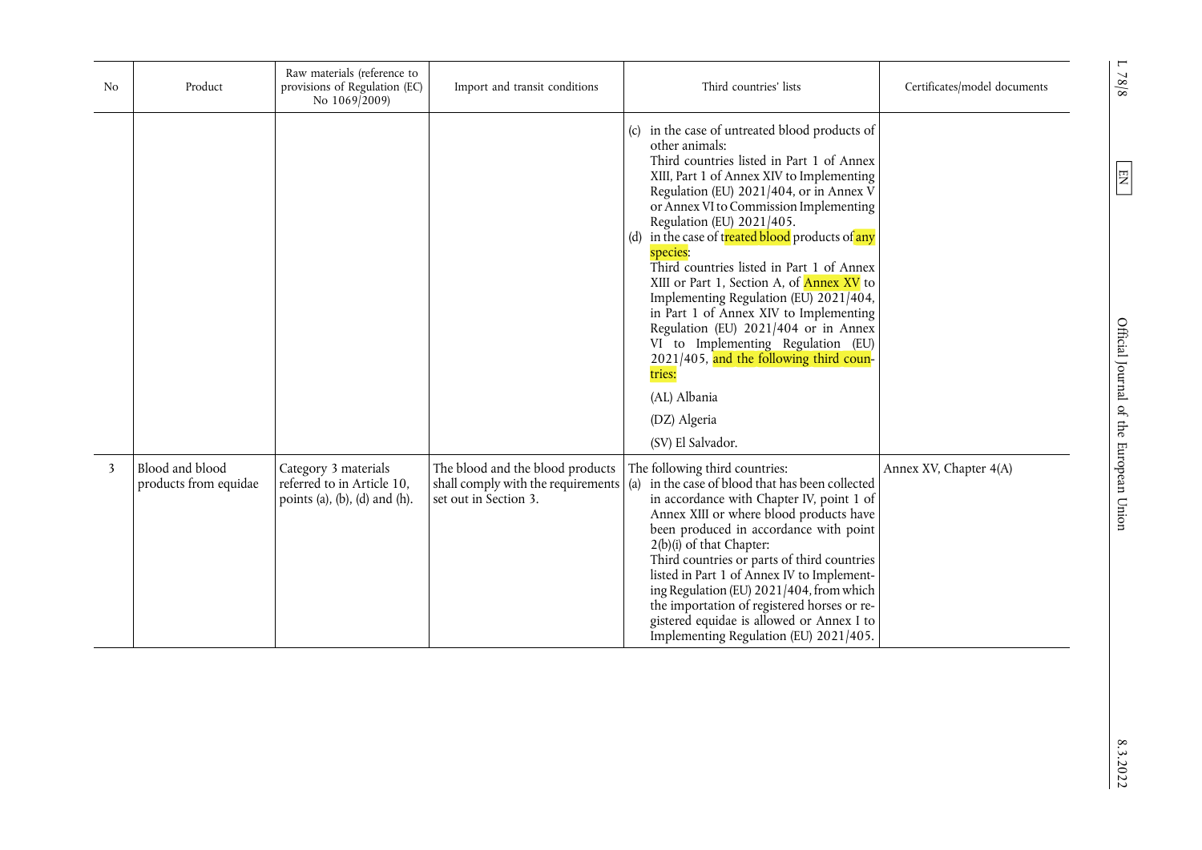| No | Product | Raw materials (reference to provisions of Regulation (EC) No 1069/2009) | Import and transit conditions | Third countries' lists | Certificates/model documents |
|---|---|---|---|---|---|
| | | | | (c) in the case of untreated blood products of other animals: Third countries listed in Part 1 of Annex XIII, Part 1 of Annex XIV to Implementing Regulation (EU) 2021/404, or in Annex V or Annex VI to Commission Implementing Regulation (EU) 2021/405. (d) in the case of treated blood products of any species: Third countries listed in Part 1 of Annex XIII or Part 1, Section A, of Annex XV to Implementing Regulation (EU) 2021/404, in Part 1 of Annex XIV to Implementing Regulation (EU) 2021/404 or in Annex VI to Implementing Regulation (EU) 2021/405, and the following third countries: (AL) Albania (DZ) Algeria (SV) El Salvador. | |
| 3 | Blood and blood products from equidae | Category 3 materials referred to in Article 10, points (a), (b), (d) and (h). | The blood and the blood products shall comply with the requirements set out in Section 3. | The following third countries: (a) in the case of blood that has been collected in accordance with Chapter IV, point 1 of Annex XIII or where blood products have been produced in accordance with point 2(b)(i) of that Chapter: Third countries or parts of third countries listed in Part 1 of Annex IV to Implementing Regulation (EU) 2021/404, from which the importation of registered horses or registered equidae is allowed or Annex I to Implementing Regulation (EU) 2021/405. | Annex XV, Chapter 4(A) |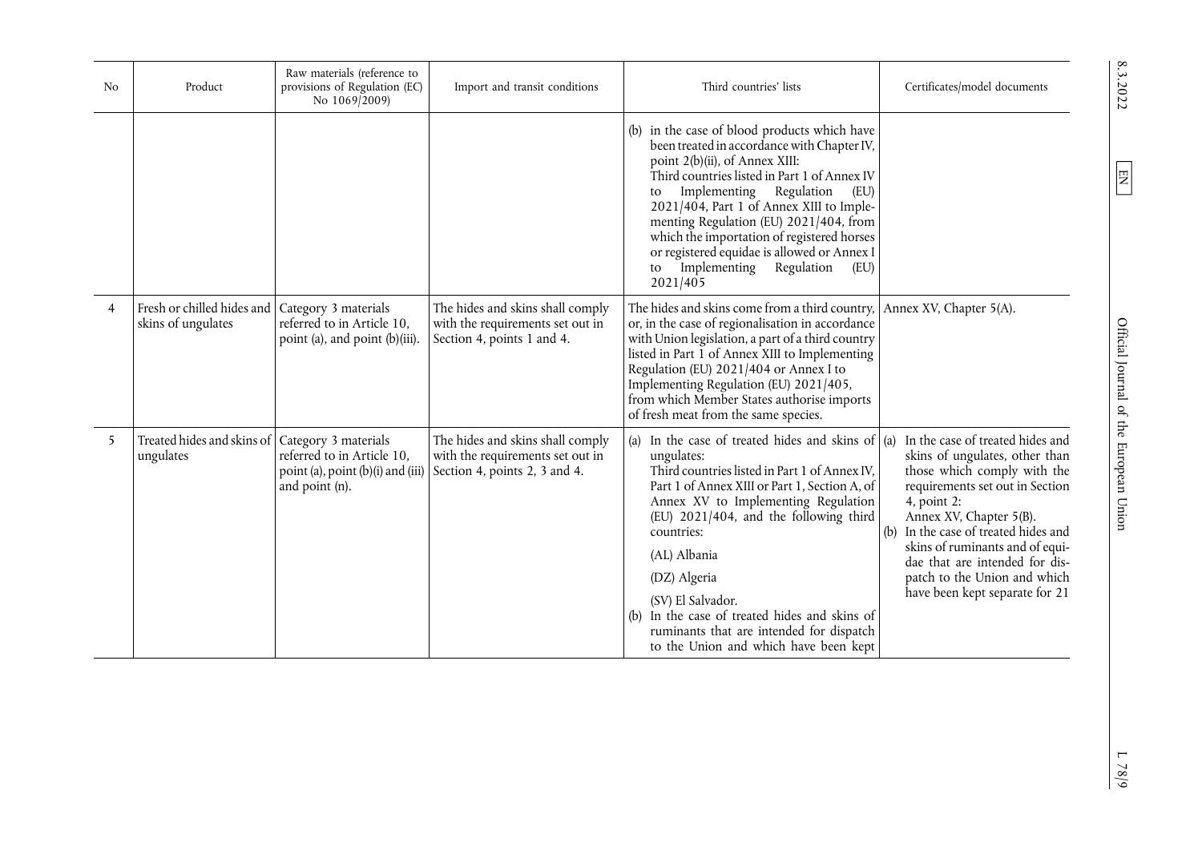| No | Product | Raw materials (reference to provisions of Regulation (EC) No 1069/2009) | Import and transit conditions | Third countries' lists | Certificates/model documents |
|---|---|---|---|---|---|
| | | | | (b) in the case of blood products which have been treated in accordance with Chapter IV, point 2(b)(ii), of Annex XIII:<br>Third countries listed in Part 1 of Annex IV to Implementing Regulation (EU) 2021/404, Part 1 of Annex XIII to Implementing Regulation (EU) 2021/404, from which the importation of registered horses or registered equidae is allowed or Annex I to Implementing Regulation (EU) 2021/405 | |
| 4 | Fresh or chilled hides and skins of ungulates | Category 3 materials referred to in Article 10, point (a), and point (b)(iii). | The hides and skins shall comply with the requirements set out in Section 4, points 1 and 4. | The hides and skins come from a third country, or, in the case of regionalisation in accordance with Union legislation, a part of a third country listed in Part 1 of Annex XIII to Implementing Regulation (EU) 2021/404 or Annex I to Implementing Regulation (EU) 2021/405, from which Member States authorise imports of fresh meat from the same species. | Annex XV, Chapter 5(A). |
| 5 | Treated hides and skins of ungulates | Category 3 materials referred to in Article 10, point (a), point (b)(i) and (iii) and point (n). | The hides and skins shall comply with the requirements set out in Section 4, points 2, 3 and 4. | (a) In the case of treated hides and skins of ungulates:<br>Third countries listed in Part 1 of Annex IV, Part 1 of Annex XIII or Part 1, Section A, of Annex XV to Implementing Regulation (EU) 2021/404, and the following third countries:<br>(AL) Albania<br>(DZ) Algeria<br>(SV) El Salvador.<br>(b) In the case of treated hides and skins of ruminants that are intended for dispatch to the Union and which have been kept | (a) In the case of treated hides and skins of ungulates, other than those which comply with the requirements set out in Section 4, point 2:<br>Annex XV, Chapter 5(B).<br>(b) In the case of treated hides and skins of ruminants and of equidae that are intended for dispatch to the Union and which have been kept separate for 21 |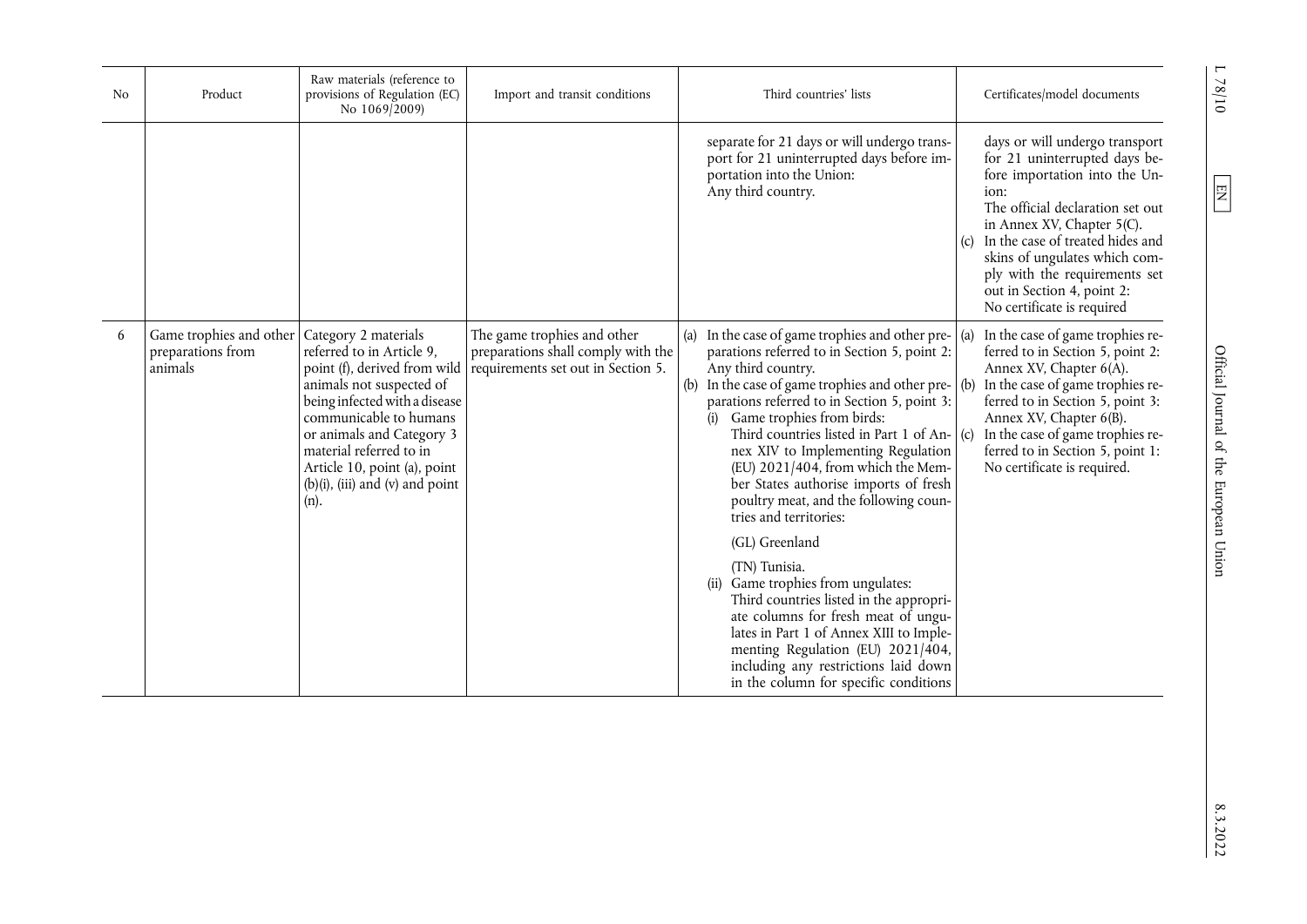| No | Product | Raw materials (reference to provisions of Regulation (EC) No 1069/2009) | Import and transit conditions | Third countries' lists | Certificates/model documents |
|---|---|---|---|---|---|
| | | | | separate for 21 days or will undergo transport for 21 uninterrupted days before importation into the Union: Any third country. | days or will undergo transport for 21 uninterrupted days before importation into the Union: The official declaration set out in Annex XV, Chapter 5(C). (c) In the case of treated hides and skins of ungulates which comply with the requirements set out in Section 4, point 2: No certificate is required |
| 6 | Game trophies and other preparations from animals | Category 2 materials referred to in Article 9, point (f), derived from wild animals not suspected of being infected with a disease communicable to humans or animals and Category 3 material referred to in Article 10, point (a), point (b)(i), (iii) and (v) and point (n). | The game trophies and other preparations shall comply with the requirements set out in Section 5. | (a) In the case of game trophies and other preparations referred to in Section 5, point 2: Any third country. (b) In the case of game trophies and other preparations referred to in Section 5, point 3: (i) Game trophies from birds: Third countries listed in Part 1 of Annex XIV to Implementing Regulation (EU) 2021/404, from which the Member States authorise imports of fresh poultry meat, and the following countries and territories: (GL) Greenland (TN) Tunisia. (ii) Game trophies from ungulates: Third countries listed in the appropriate columns for fresh meat of ungulates in Part 1 of Annex XIII to Implementing Regulation (EU) 2021/404, including any restrictions laid down in the column for specific conditions | (a) In the case of game trophies referred to in Section 5, point 2: Annex XV, Chapter 6(A). (b) In the case of game trophies referred to in Section 5, point 3: Annex XV, Chapter 6(B). (c) In the case of game trophies referred to in Section 5, point 1: No certificate is required. |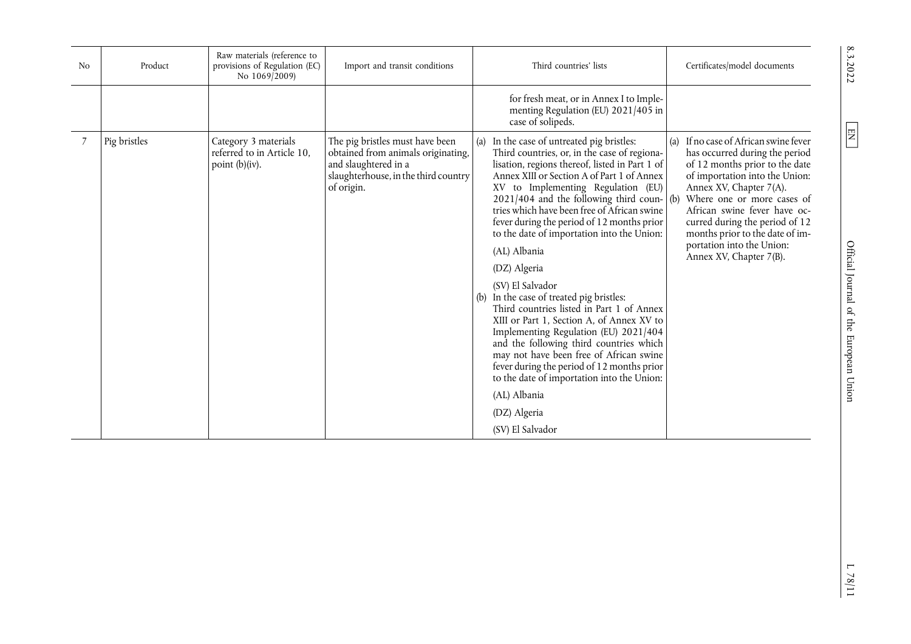| No | Product | Raw materials (reference to provisions of Regulation (EC) No 1069/2009) | Import and transit conditions | Third countries' lists | Certificates/model documents |
|---|---|---|---|---|---|
| | | | | for fresh meat, or in Annex I to Implementing Regulation (EU) 2021/405 in case of solipeds. | |
| 7 | Pig bristles | Category 3 materials referred to in Article 10, point (b)(iv). | The pig bristles must have been obtained from animals originating, and slaughtered in a slaughterhouse, in the third country of origin. | (a) In the case of untreated pig bristles: Third countries, or, in the case of regionalisation, regions thereof, listed in Part 1 of Annex XIII or Section A of Part 1 of Annex XV to Implementing Regulation (EU) 2021/404 and the following third countries which have been free of African swine fever during the period of 12 months prior to the date of importation into the Union:<br>(AL) Albania<br>(DZ) Algeria<br>(SV) El Salvador<br>(b) In the case of treated pig bristles: Third countries listed in Part 1 of Annex XIII or Part 1, Section A, of Annex XV to Implementing Regulation (EU) 2021/404 and the following third countries which may not have been free of African swine fever during the period of 12 months prior to the date of importation into the Union:<br>(AL) Albania<br>(DZ) Algeria<br>(SV) El Salvador | (a) If no case of African swine fever has occurred during the period of 12 months prior to the date of importation into the Union: Annex XV, Chapter 7(A).<br>(b) Where one or more cases of African swine fever have occurred during the period of 12 months prior to the date of importation into the Union: Annex XV, Chapter 7(B). |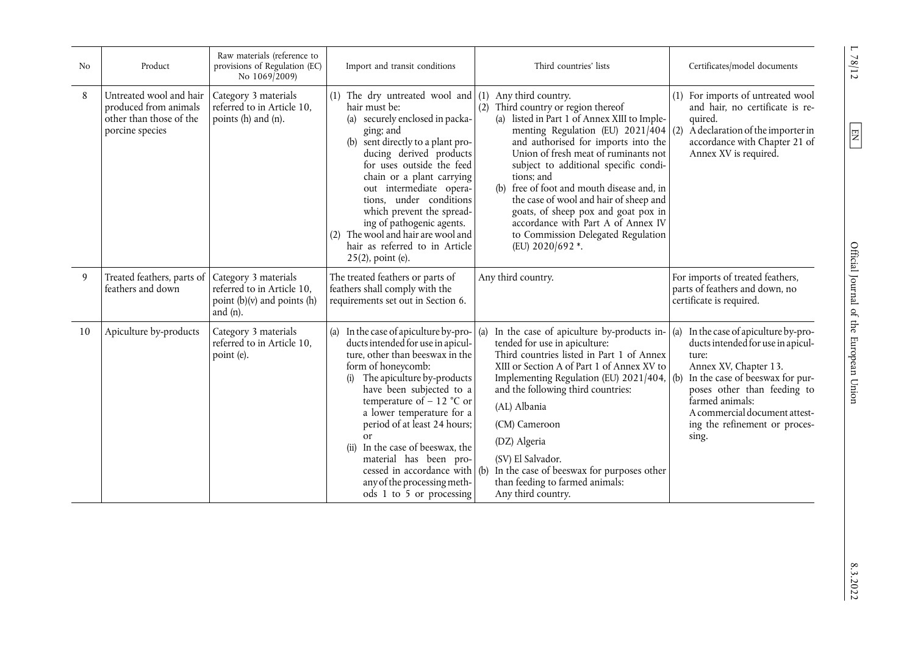| No | Product | Raw materials (reference to provisions of Regulation (EC) No 1069/2009) | Import and transit conditions | Third countries' lists | Certificates/model documents |
|---|---|---|---|---|---|
| 8 | Untreated wool and hair produced from animals other than those of the porcine species | Category 3 materials referred to in Article 10, points (h) and (n). | (1) The dry untreated wool and hair must be: (a) securely enclosed in packaging; and (b) sent directly to a plant producing derived products for uses outside the feed chain or a plant carrying out intermediate operations, under conditions which prevent the spreading of pathogenic agents. (2) The wool and hair are wool and hair as referred to in Article 25(2), point (e). | (1) Any third country. (2) Third country or region thereof (a) listed in Part 1 of Annex XIII to Implementing Regulation (EU) 2021/404 and authorised for imports into the Union of fresh meat of ruminants not subject to additional specific conditions; and (b) free of foot and mouth disease and, in the case of wool and hair of sheep and goats, of sheep pox and goat pox in accordance with Part A of Annex IV to Commission Delegated Regulation (EU) 2020/692 *. | (1) For imports of untreated wool and hair, no certificate is required. (2) A declaration of the importer in accordance with Chapter 21 of Annex XV is required. |
| 9 | Treated feathers, parts of feathers and down | Category 3 materials referred to in Article 10, point (b)(v) and points (h) and (n). | The treated feathers or parts of feathers shall comply with the requirements set out in Section 6. | Any third country. | For imports of treated feathers, parts of feathers and down, no certificate is required. |
| 10 | Apiculture by-products | Category 3 materials referred to in Article 10, point (e). | (a) In the case of apiculture by-products intended for use in apiculture, other than beeswax in the form of honeycomb: (i) The apiculture by-products have been subjected to a temperature of − 12 °C or a lower temperature for a period of at least 24 hours; or (ii) In the case of beeswax, the material has been processed in accordance with any of the processing methods 1 to 5 or processing | (a) In the case of apiculture by-products intended for use in apiculture: Third countries listed in Part 1 of Annex XIII or Section A of Part 1 of Annex XV to Implementing Regulation (EU) 2021/404, and the following third countries: (AL) Albania (CM) Cameroon (DZ) Algeria (SV) El Salvador. (b) In the case of beeswax for purposes other than feeding to farmed animals: Any third country. | (a) In the case of apiculture by-products intended for use in apiculture: Annex XV, Chapter 13. (b) In the case of beeswax for purposes other than feeding to farmed animals: A commercial document attesting the refinement or processing. |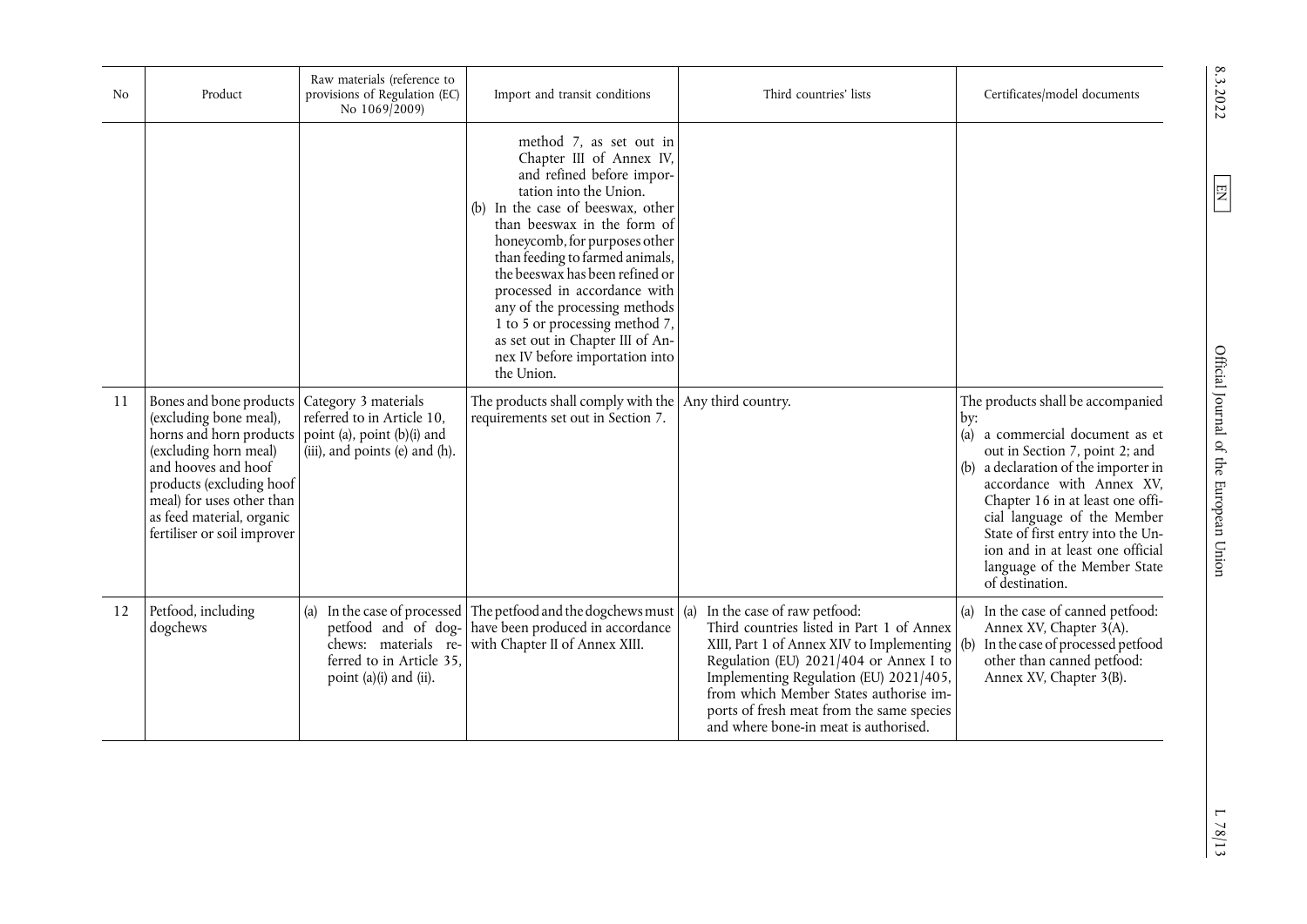| No | Product | Raw materials (reference to provisions of Regulation (EC) No 1069/2009) | Import and transit conditions | Third countries' lists | Certificates/model documents |
|---|---|---|---|---|---|
| | | | method 7, as set out in Chapter III of Annex IV, and refined before importation into the Union.<br>(b) In the case of beeswax, other than beeswax in the form of honeycomb, for purposes other than feeding to farmed animals, the beeswax has been refined or processed in accordance with any of the processing methods 1 to 5 or processing method 7, as set out in Chapter III of Annex IV before importation into the Union. | | |
| 11 | Bones and bone products (excluding bone meal), horns and horn products (excluding horn meal) and hooves and hoof products (excluding hoof meal) for uses other than as feed material, organic fertiliser or soil improver | Category 3 materials referred to in Article 10, point (a), point (b)(i) and (iii), and points (e) and (h). | The products shall comply with the requirements set out in Section 7. | Any third country. | The products shall be accompanied by:<br>(a) a commercial document as et out in Section 7, point 2; and<br>(b) a declaration of the importer in accordance with Annex XV, Chapter 16 in at least one official language of the Member State of first entry into the Union and in at least one official language of the Member State of destination. |
| 12 | Petfood, including dogchews | (a) In the case of processed petfood and of dogchews: materials referred to in Article 35, point (a)(i) and (ii). | The petfood and the dogchews must have been produced in accordance with Chapter II of Annex XIII. | (a) In the case of raw petfood: Third countries listed in Part 1 of Annex XIII, Part 1 of Annex XIV to Implementing Regulation (EU) 2021/404 or Annex I to Implementing Regulation (EU) 2021/405, from which Member States authorise imports of fresh meat from the same species and where bone-in meat is authorised. | (a) In the case of canned petfood: Annex XV, Chapter 3(A).<br>(b) In the case of processed petfood other than canned petfood: Annex XV, Chapter 3(B). |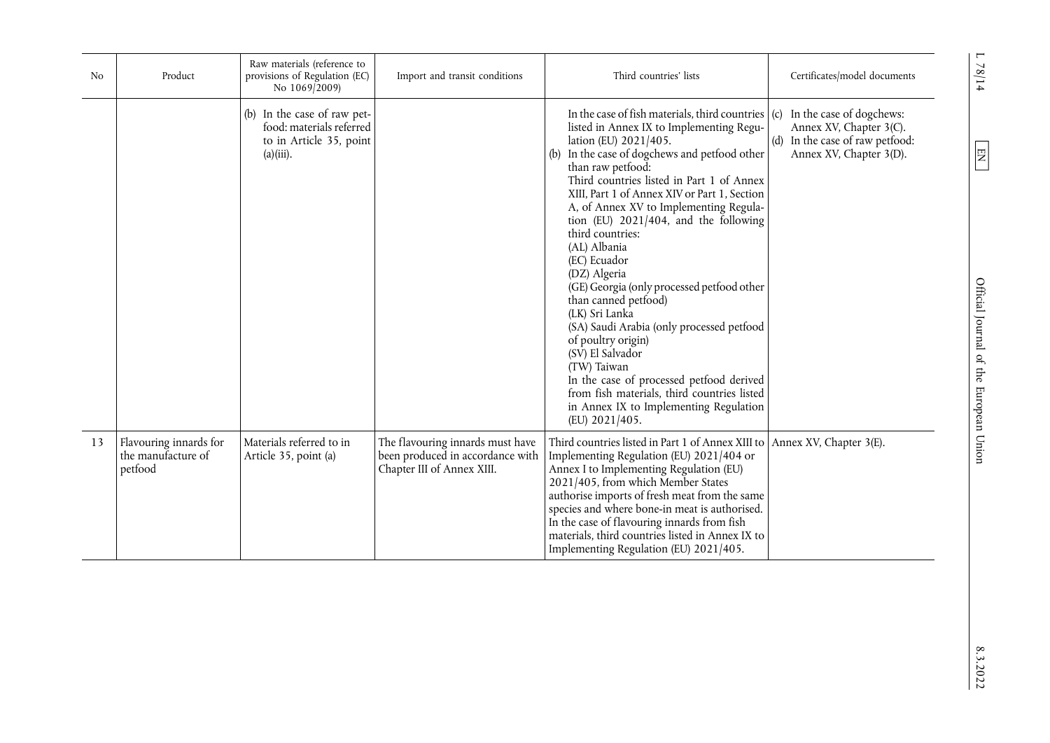| No | Product | Raw materials (reference to provisions of Regulation (EC) No 1069/2009) | Import and transit conditions | Third countries' lists | Certificates/model documents |
|---|---|---|---|---|---|
| | | (b) In the case of raw petfood: materials referred to in Article 35, point (a)(iii). | | In the case of fish materials, third countries listed in Annex IX to Implementing Regulation (EU) 2021/405.<br>(b) In the case of dogchews and petfood other than raw petfood:<br>Third countries listed in Part 1 of Annex XIII, Part 1 of Annex XIV or Part 1, Section A, of Annex XV to Implementing Regulation (EU) 2021/404, and the following third countries:<br>(AL) Albania<br>(EC) Ecuador<br>(DZ) Algeria<br>(GE) Georgia (only processed petfood other than canned petfood)<br>(LK) Sri Lanka<br>(SA) Saudi Arabia (only processed petfood of poultry origin)<br>(SV) El Salvador<br>(TW) Taiwan<br>In the case of processed petfood derived from fish materials, third countries listed in Annex IX to Implementing Regulation (EU) 2021/405. | (c) In the case of dogchews: Annex XV, Chapter 3(C).<br>(d) In the case of raw petfood: Annex XV, Chapter 3(D). |
| 13 | Flavouring innards for the manufacture of petfood | Materials referred to in Article 35, point (a) | The flavouring innards must have been produced in accordance with Chapter III of Annex XIII. | Third countries listed in Part 1 of Annex XIII to Implementing Regulation (EU) 2021/404 or Annex I to Implementing Regulation (EU) 2021/405, from which Member States authorise imports of fresh meat from the same species and where bone-in meat is authorised.<br>In the case of flavouring innards from fish materials, third countries listed in Annex IX to Implementing Regulation (EU) 2021/405. | Annex XV, Chapter 3(E). |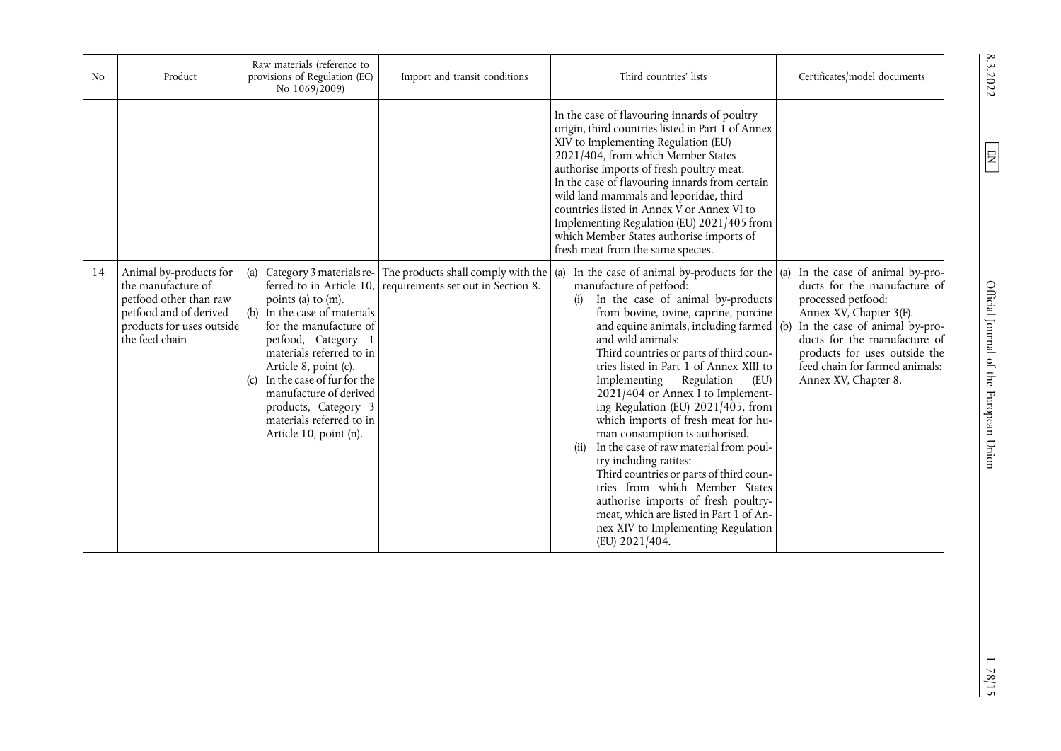| No | Product | Raw materials (reference to provisions of Regulation (EC) No 1069/2009) | Import and transit conditions | Third countries' lists | Certificates/model documents |
|---|---|---|---|---|---|
| | | | | In the case of flavouring innards of poultry origin, third countries listed in Part 1 of Annex XIV to Implementing Regulation (EU) 2021/404, from which Member States authorise imports of fresh poultry meat.<br>In the case of flavouring innards from certain wild land mammals and leporidae, third countries listed in Annex V or Annex VI to Implementing Regulation (EU) 2021/405 from which Member States authorise imports of fresh meat from the same species. | |
| 14 | Animal by-products for the manufacture of petfood other than raw petfood and of derived products for uses outside the feed chain | (a) Category 3 materials referred to in Article 10, points (a) to (m).<br>(b) In the case of materials for the manufacture of petfood, Category 1 materials referred to in Article 8, point (c).<br>(c) In the case of fur for the manufacture of derived products, Category 3 materials referred to in Article 10, point (n). | The products shall comply with the requirements set out in Section 8. | (a) In the case of animal by-products for the manufacture of petfood:<br>(i) In the case of animal by-products from bovine, ovine, caprine, porcine and equine animals, including farmed and wild animals:<br>Third countries or parts of third countries listed in Part 1 of Annex XIII to Implementing Regulation (EU) 2021/404 or Annex I to Implementing Regulation (EU) 2021/405, from which imports of fresh meat for human consumption is authorised.<br>(ii) In the case of raw material from poultry including ratites:<br>Third countries or parts of third countries from which Member States authorise imports of fresh poultry-meat, which are listed in Part 1 of Annex XIV to Implementing Regulation (EU) 2021/404. | (a) In the case of animal by-products for the manufacture of processed petfood:<br>Annex XV, Chapter 3(F).<br>(b) In the case of animal by-products for the manufacture of products for uses outside the feed chain for farmed animals:<br>Annex XV, Chapter 8. |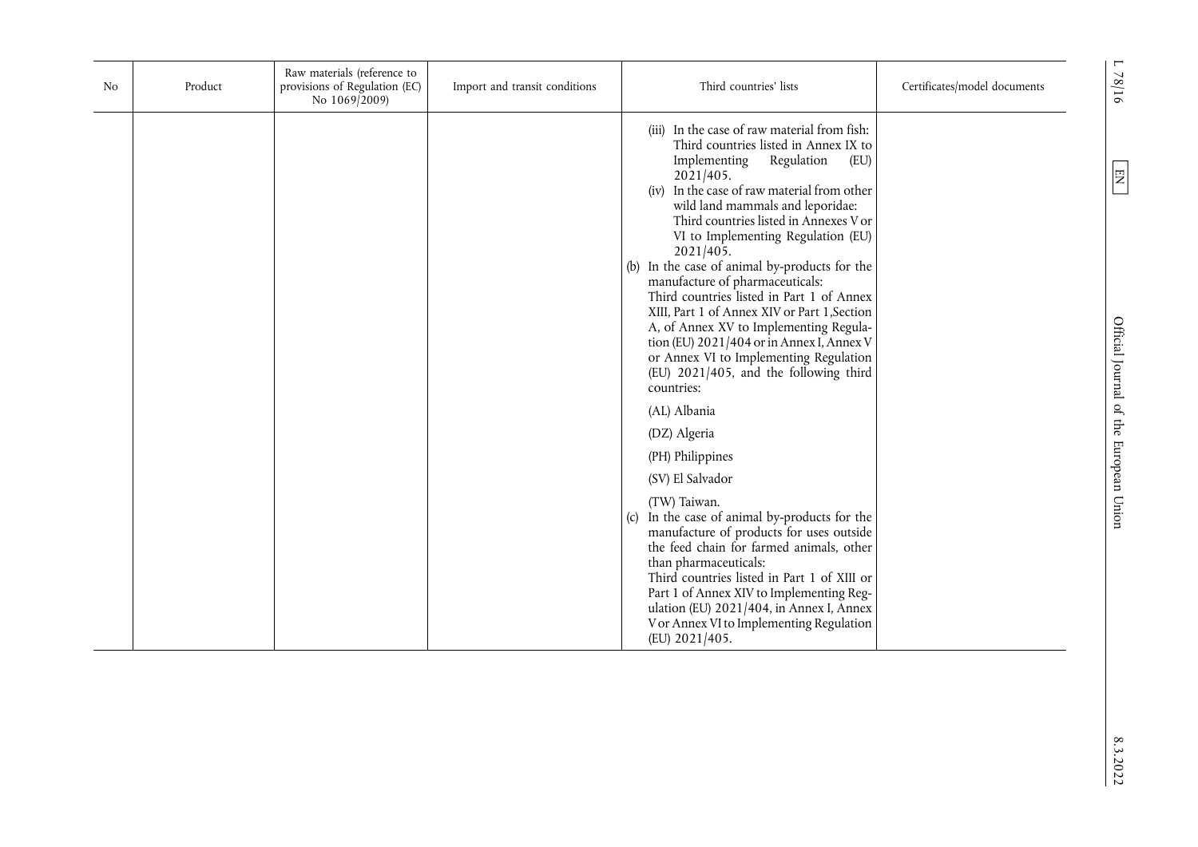| No | Product | Raw materials (reference to provisions of Regulation (EC) No 1069/2009) | Import and transit conditions | Third countries' lists | Certificates/model documents |
|---|---|---|---|---|---|
| | | | | (iii) In the case of raw material from fish: Third countries listed in Annex IX to Implementing Regulation (EU) 2021/405.<br>(iv) In the case of raw material from other wild land mammals and leporidae: Third countries listed in Annexes V or VI to Implementing Regulation (EU) 2021/405.<br>(b) In the case of animal by-products for the manufacture of pharmaceuticals: Third countries listed in Part 1 of Annex XIII, Part 1 of Annex XIV or Part 1,Section A, of Annex XV to Implementing Regulation (EU) 2021/404 or in Annex I, Annex V or Annex VI to Implementing Regulation (EU) 2021/405, and the following third countries:<br>(AL) Albania<br>(DZ) Algeria<br>(PH) Philippines<br>(SV) El Salvador<br>(TW) Taiwan.<br>(c) In the case of animal by-products for the manufacture of products for uses outside the feed chain for farmed animals, other than pharmaceuticals: Third countries listed in Part 1 of XIII or Part 1 of Annex XIV to Implementing Regulation (EU) 2021/404, in Annex I, Annex V or Annex VI to Implementing Regulation (EU) 2021/405. | |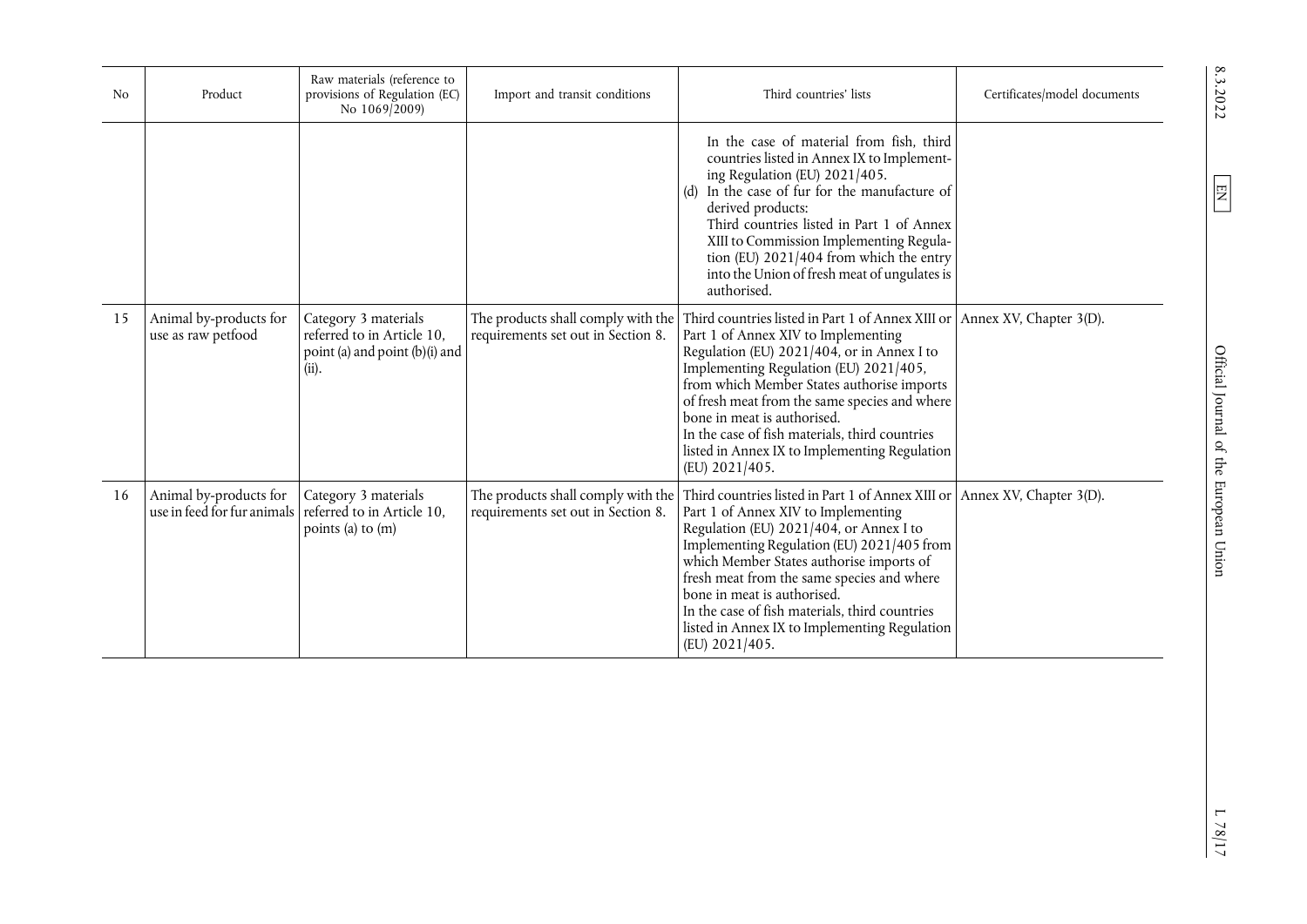| No | Product | Raw materials (reference to provisions of Regulation (EC) No 1069/2009) | Import and transit conditions | Third countries' lists | Certificates/model documents |
|---|---|---|---|---|---|
| | | | | In the case of material from fish, third countries listed in Annex IX to Implementing Regulation (EU) 2021/405. (d) In the case of fur for the manufacture of derived products: Third countries listed in Part 1 of Annex XIII to Commission Implementing Regulation (EU) 2021/404 from which the entry into the Union of fresh meat of ungulates is authorised. | |
| 15 | Animal by-products for use as raw petfood | Category 3 materials referred to in Article 10, point (a) and point (b)(i) and (ii). | The products shall comply with the requirements set out in Section 8. | Third countries listed in Part 1 of Annex XIII or Part 1 of Annex XIV to Implementing Regulation (EU) 2021/404, or in Annex I to Implementing Regulation (EU) 2021/405, from which Member States authorise imports of fresh meat from the same species and where bone in meat is authorised. In the case of fish materials, third countries listed in Annex IX to Implementing Regulation (EU) 2021/405. | Annex XV, Chapter 3(D). |
| 16 | Animal by-products for use in feed for fur animals | Category 3 materials referred to in Article 10, points (a) to (m) | The products shall comply with the requirements set out in Section 8. | Third countries listed in Part 1 of Annex XIII or Part 1 of Annex XIV to Implementing Regulation (EU) 2021/404, or Annex I to Implementing Regulation (EU) 2021/405 from which Member States authorise imports of fresh meat from the same species and where bone in meat is authorised. In the case of fish materials, third countries listed in Annex IX to Implementing Regulation (EU) 2021/405. | Annex XV, Chapter 3(D). |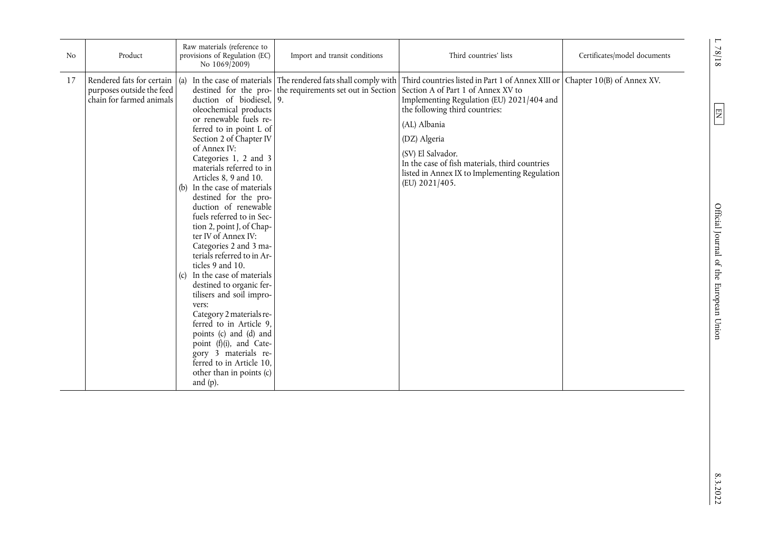| No | Product | Raw materials (reference to provisions of Regulation (EC) No 1069/2009) | Import and transit conditions | Third countries' lists | Certificates/model documents |
|---|---|---|---|---|---|
| 17 | Rendered fats for certain purposes outside the feed chain for farmed animals | (a) In the case of materials destined for the production of biodiesel, oleochemical products or renewable fuels referred to in point L of Section 2 of Chapter IV of Annex IV: Categories 1, 2 and 3 materials referred to in Articles 8, 9 and 10. (b) In the case of materials destined for the production of renewable fuels referred to in Section 2, point J, of Chapter IV of Annex IV: Categories 2 and 3 materials referred to in Articles 9 and 10. (c) In the case of materials destined to organic fertilisers and soil improvers: Category 2 materials referred to in Article 9, points (c) and (d) and point (f)(i), and Category 3 materials referred to in Article 10, other than in points (c) and (p). | The rendered fats shall comply with the requirements set out in Section 9. | Third countries listed in Part 1 of Annex XIII or Section A of Part 1 of Annex XV to Implementing Regulation (EU) 2021/404 and the following third countries: (AL) Albania (DZ) Algeria (SV) El Salvador. In the case of fish materials, third countries listed in Annex IX to Implementing Regulation (EU) 2021/405. | Chapter 10(B) of Annex XV. |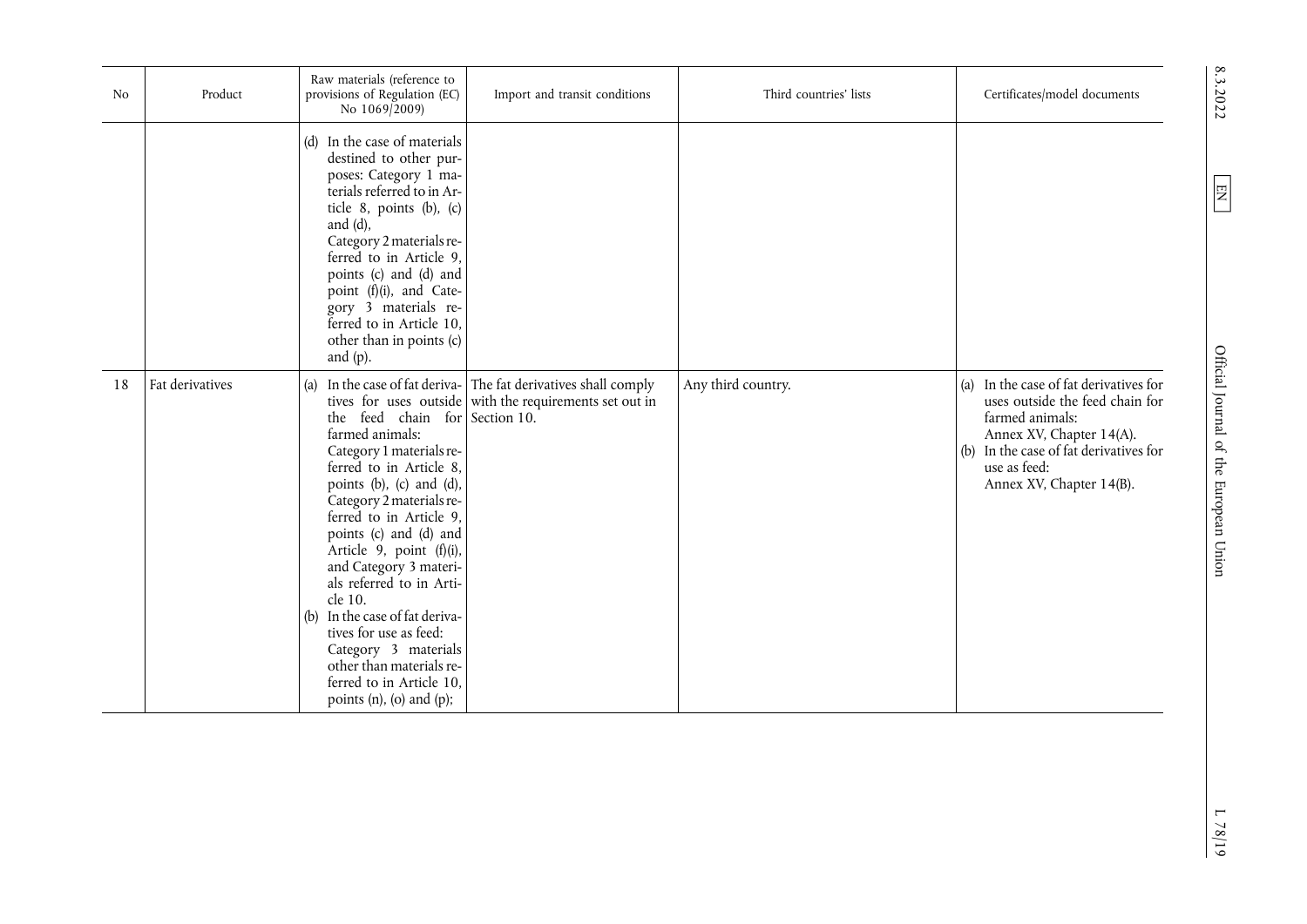| No | Product | Raw materials (reference to provisions of Regulation (EC) No 1069/2009) | Import and transit conditions | Third countries' lists | Certificates/model documents |
|---|---|---|---|---|---|
| | | (d) In the case of materials destined to other purposes: Category 1 materials referred to in Article 8, points (b), (c) and (d), Category 2 materials referred to in Article 9, points (c) and (d) and point (f)(i), and Category 3 materials referred to in Article 10, other than in points (c) and (p). | | | |
| 18 | Fat derivatives | (a) In the case of fat derivatives for uses outside the feed chain for farmed animals: Category 1 materials referred to in Article 8, points (b), (c) and (d), Category 2 materials referred to in Article 9, points (c) and (d) and Article 9, point (f)(i), and Category 3 materials referred to in Article 10. (b) In the case of fat derivatives for use as feed: Category 3 materials other than materials referred to in Article 10, points (n), (o) and (p); | The fat derivatives shall comply with the requirements set out in Section 10. | Any third country. | (a) In the case of fat derivatives for uses outside the feed chain for farmed animals: Annex XV, Chapter 14(A). (b) In the case of fat derivatives for use as feed: Annex XV, Chapter 14(B). |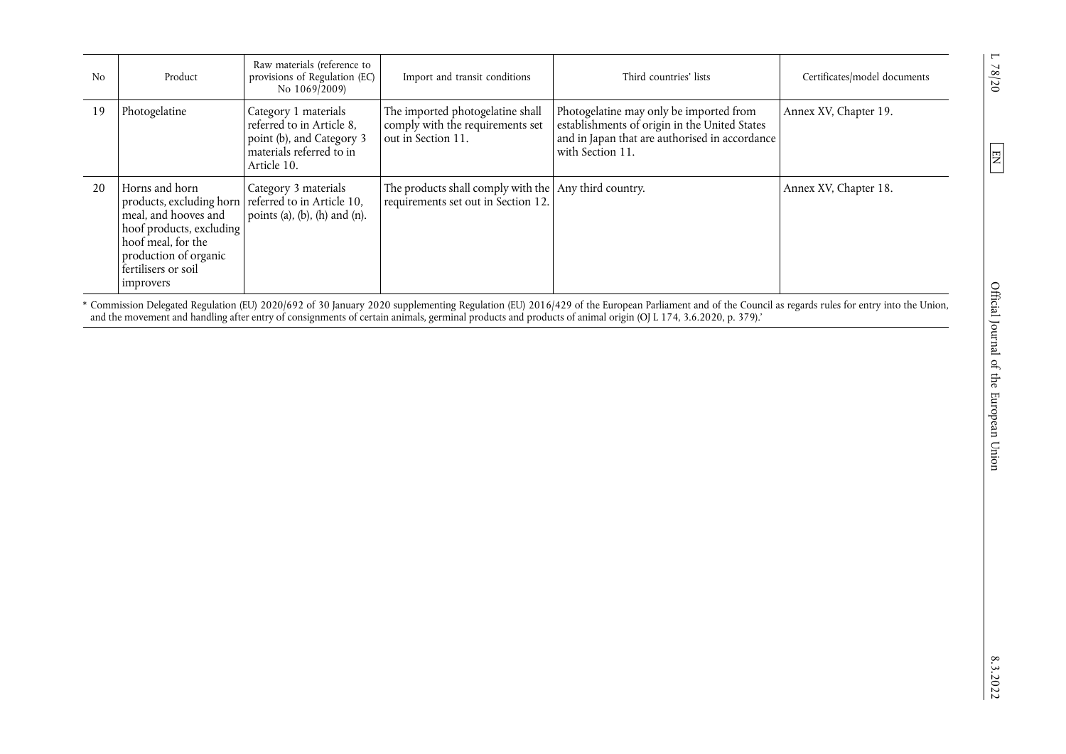| No | Product | Raw materials (reference to provisions of Regulation (EC) No 1069/2009) | Import and transit conditions | Third countries' lists | Certificates/model documents |
|---|---|---|---|---|---|
| 19 | Photogelatine | Category 1 materials referred to in Article 8, point (b), and Category 3 materials referred to in Article 10. | The imported photogelatine shall comply with the requirements set out in Section 11. | Photogelatine may only be imported from establishments of origin in the United States and in Japan that are authorised in accordance with Section 11. | Annex XV, Chapter 19. |
| 20 | Horns and horn products, excluding horn meal, and hooves and hoof products, excluding hoof meal, for the production of organic fertilisers or soil improvers | Category 3 materials referred to in Article 10, points (a), (b), (h) and (n). | The products shall comply with the requirements set out in Section 12. | Any third country. | Annex XV, Chapter 18. |

* Commission Delegated Regulation (EU) 2020/692 of 30 January 2020 supplementing Regulation (EU) 2016/429 of the European Parliament and of the Council as regards rules for entry into the Union, and the movement and handling after entry of consignments of certain animals, germinal products and products of animal origin (OJ L 174, 3.6.2020, p. 379).'